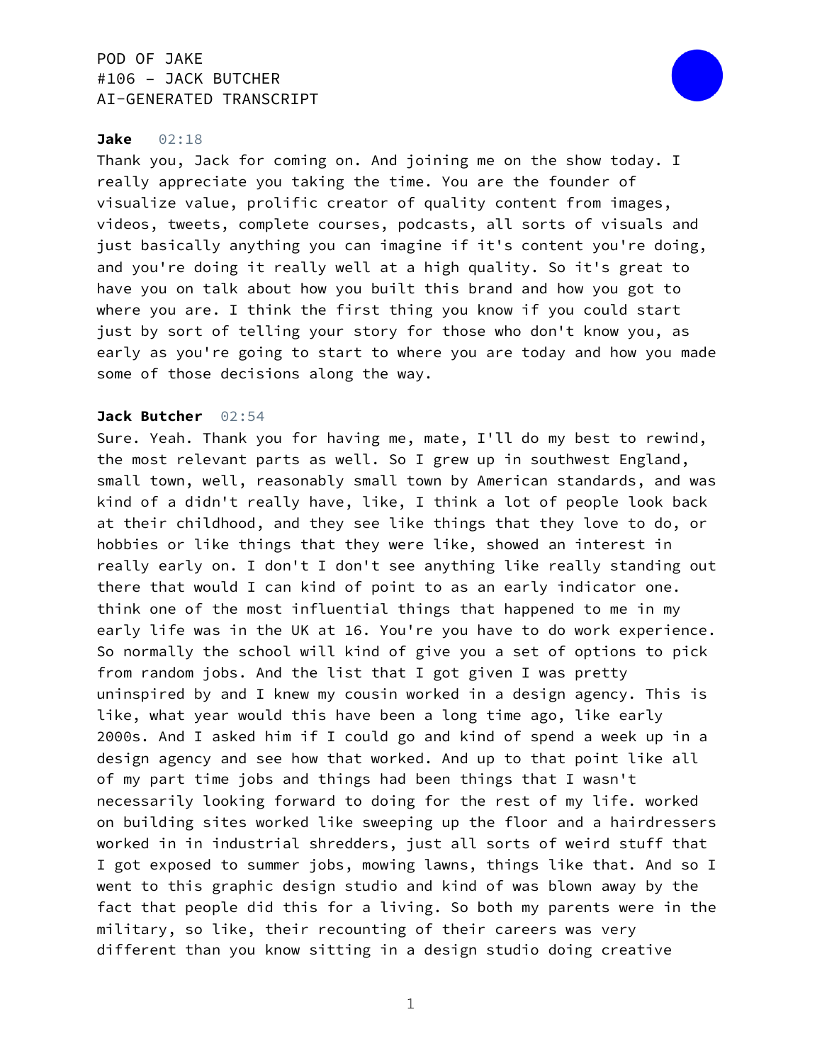POD OF JAKE
#106 - JACK BUTCHER
AI-GENERATED TRANSCRIPT

**Jake** 02:18

Thank you, Jack for coming on. And joining me on the show today. I really appreciate you taking the time. You are the founder of visualize value, prolific creator of quality content from images, videos, tweets, complete courses, podcasts, all sorts of visuals and just basically anything you can imagine if it's content you're doing, and you're doing it really well at a high quality. So it's great to have you on talk about how you built this brand and how you got to where you are. I think the first thing you know if you could start just by sort of telling your story for those who don't know you, as early as you're going to start to where you are today and how you made some of those decisions along the way.

**Jack Butcher** 02:54

Sure. Yeah. Thank you for having me, mate, I'll do my best to rewind, the most relevant parts as well. So I grew up in southwest England, small town, well, reasonably small town by American standards, and was kind of a didn't really have, like, I think a lot of people look back at their childhood, and they see like things that they love to do, or hobbies or like things that they were like, showed an interest in really early on. I don't I don't see anything like really standing out there that would I can kind of point to as an early indicator one. think one of the most influential things that happened to me in my early life was in the UK at 16. You're you have to do work experience. So normally the school will kind of give you a set of options to pick from random jobs. And the list that I got given I was pretty uninspired by and I knew my cousin worked in a design agency. This is like, what year would this have been a long time ago, like early 2000s. And I asked him if I could go and kind of spend a week up in a design agency and see how that worked. And up to that point like all of my part time jobs and things had been things that I wasn't necessarily looking forward to doing for the rest of my life. worked on building sites worked like sweeping up the floor and a hairdressers worked in in industrial shredders, just all sorts of weird stuff that I got exposed to summer jobs, mowing lawns, things like that. And so I went to this graphic design studio and kind of was blown away by the fact that people did this for a living. So both my parents were in the military, so like, their recounting of their careers was very different than you know sitting in a design studio doing creative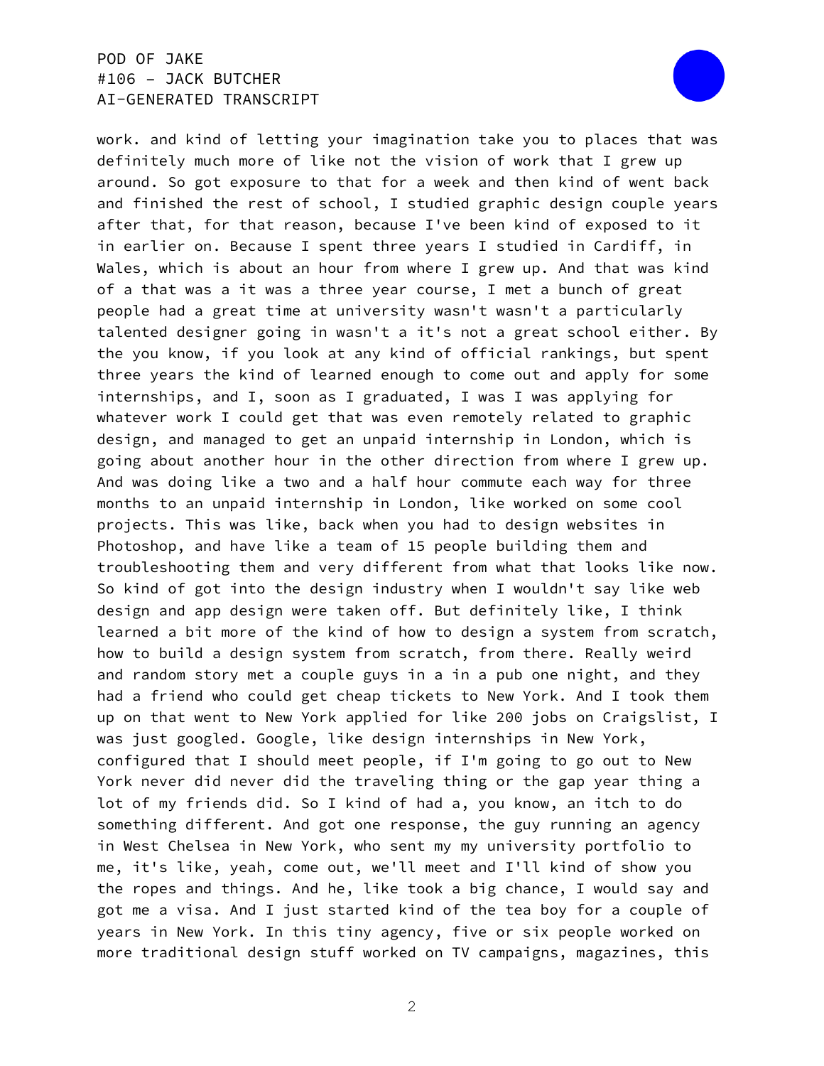work. and kind of letting your imagination take you to places that was definitely much more of like not the vision of work that I grew up around. So got exposure to that for a week and then kind of went back and finished the rest of school, I studied graphic design couple years after that, for that reason, because I've been kind of exposed to it in earlier on. Because I spent three years I studied in Cardiff, in Wales, which is about an hour from where I grew up. And that was kind of a that was a it was a three year course, I met a bunch of great people had a great time at university wasn't wasn't a particularly talented designer going in wasn't a it's not a great school either. By the you know, if you look at any kind of official rankings, but spent three years the kind of learned enough to come out and apply for some internships, and I, soon as I graduated, I was I was applying for whatever work I could get that was even remotely related to graphic design, and managed to get an unpaid internship in London, which is going about another hour in the other direction from where I grew up. And was doing like a two and a half hour commute each way for three months to an unpaid internship in London, like worked on some cool projects. This was like, back when you had to design websites in Photoshop, and have like a team of 15 people building them and troubleshooting them and very different from what that looks like now. So kind of got into the design industry when I wouldn't say like web design and app design were taken off. But definitely like, I think learned a bit more of the kind of how to design a system from scratch, how to build a design system from scratch, from there. Really weird and random story met a couple guys in a in a pub one night, and they had a friend who could get cheap tickets to New York. And I took them up on that went to New York applied for like 200 jobs on Craigslist, I was just googled. Google, like design internships in New York, configured that I should meet people, if I'm going to go out to New York never did never did the traveling thing or the gap year thing a lot of my friends did. So I kind of had a, you know, an itch to do something different. And got one response, the guy running an agency in West Chelsea in New York, who sent my my university portfolio to me, it's like, yeah, come out, we'll meet and I'll kind of show you the ropes and things. And he, like took a big chance, I would say and got me a visa. And I just started kind of the tea boy for a couple of years in New York. In this tiny agency, five or six people worked on more traditional design stuff worked on TV campaigns, magazines, this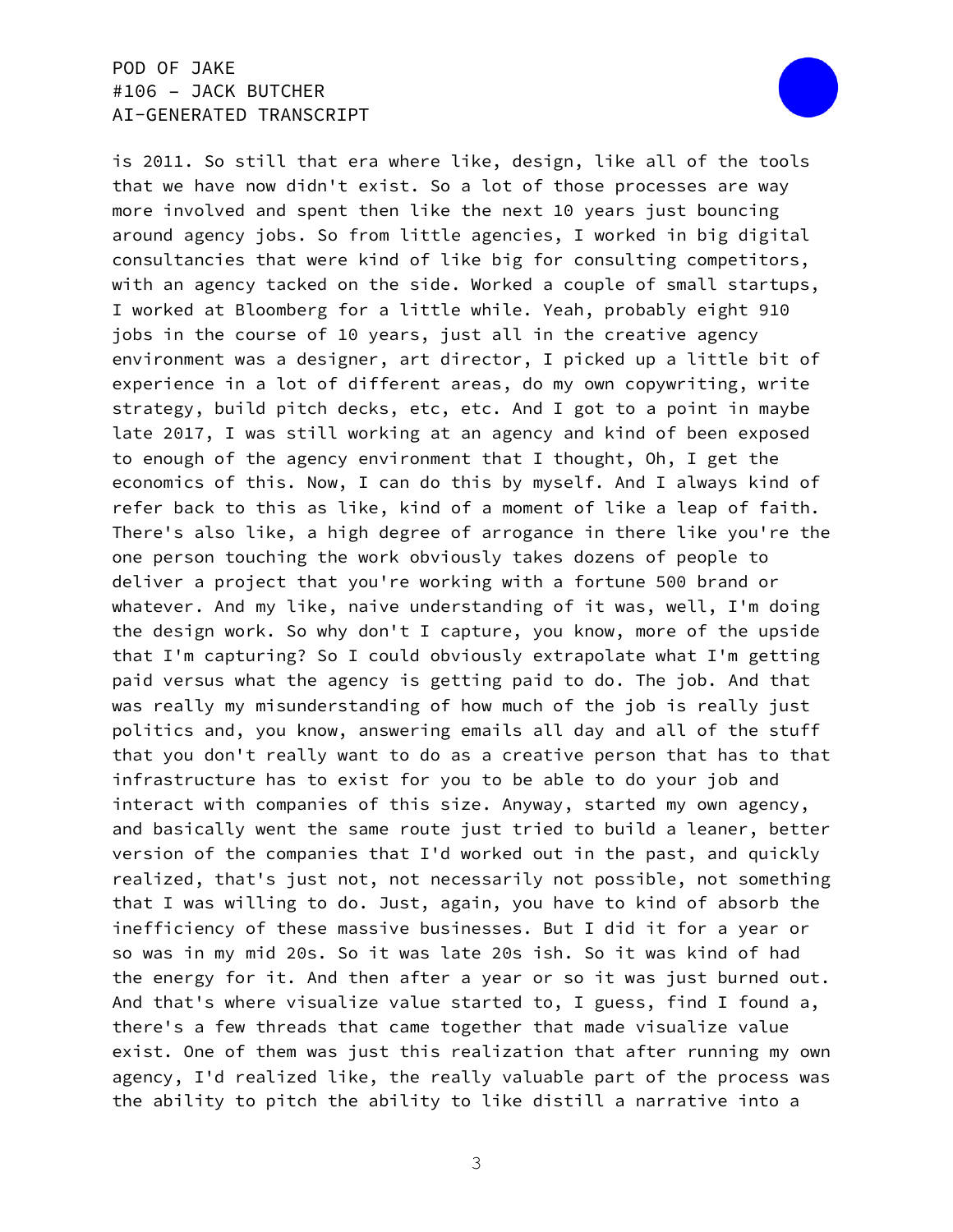is 2011. So still that era where like, design, like all of the tools that we have now didn't exist. So a lot of those processes are way more involved and spent then like the next 10 years just bouncing around agency jobs. So from little agencies, I worked in big digital consultancies that were kind of like big for consulting competitors, with an agency tacked on the side. Worked a couple of small startups, I worked at Bloomberg for a little while. Yeah, probably eight 910 jobs in the course of 10 years, just all in the creative agency environment was a designer, art director, I picked up a little bit of experience in a lot of different areas, do my own copywriting, write strategy, build pitch decks, etc, etc. And I got to a point in maybe late 2017, I was still working at an agency and kind of been exposed to enough of the agency environment that I thought, Oh, I get the economics of this. Now, I can do this by myself. And I always kind of refer back to this as like, kind of a moment of like a leap of faith. There's also like, a high degree of arrogance in there like you're the one person touching the work obviously takes dozens of people to deliver a project that you're working with a fortune 500 brand or whatever. And my like, naive understanding of it was, well, I'm doing the design work. So why don't I capture, you know, more of the upside that I'm capturing? So I could obviously extrapolate what I'm getting paid versus what the agency is getting paid to do. The job. And that was really my misunderstanding of how much of the job is really just politics and, you know, answering emails all day and all of the stuff that you don't really want to do as a creative person that has to that infrastructure has to exist for you to be able to do your job and interact with companies of this size. Anyway, started my own agency, and basically went the same route just tried to build a leaner, better version of the companies that I'd worked out in the past, and quickly realized, that's just not, not necessarily not possible, not something that I was willing to do. Just, again, you have to kind of absorb the inefficiency of these massive businesses. But I did it for a year or so was in my mid 20s. So it was late 20s ish. So it was kind of had the energy for it. And then after a year or so it was just burned out. And that's where visualize value started to, I guess, find I found a, there's a few threads that came together that made visualize value exist. One of them was just this realization that after running my own agency, I'd realized like, the really valuable part of the process was the ability to pitch the ability to like distill a narrative into a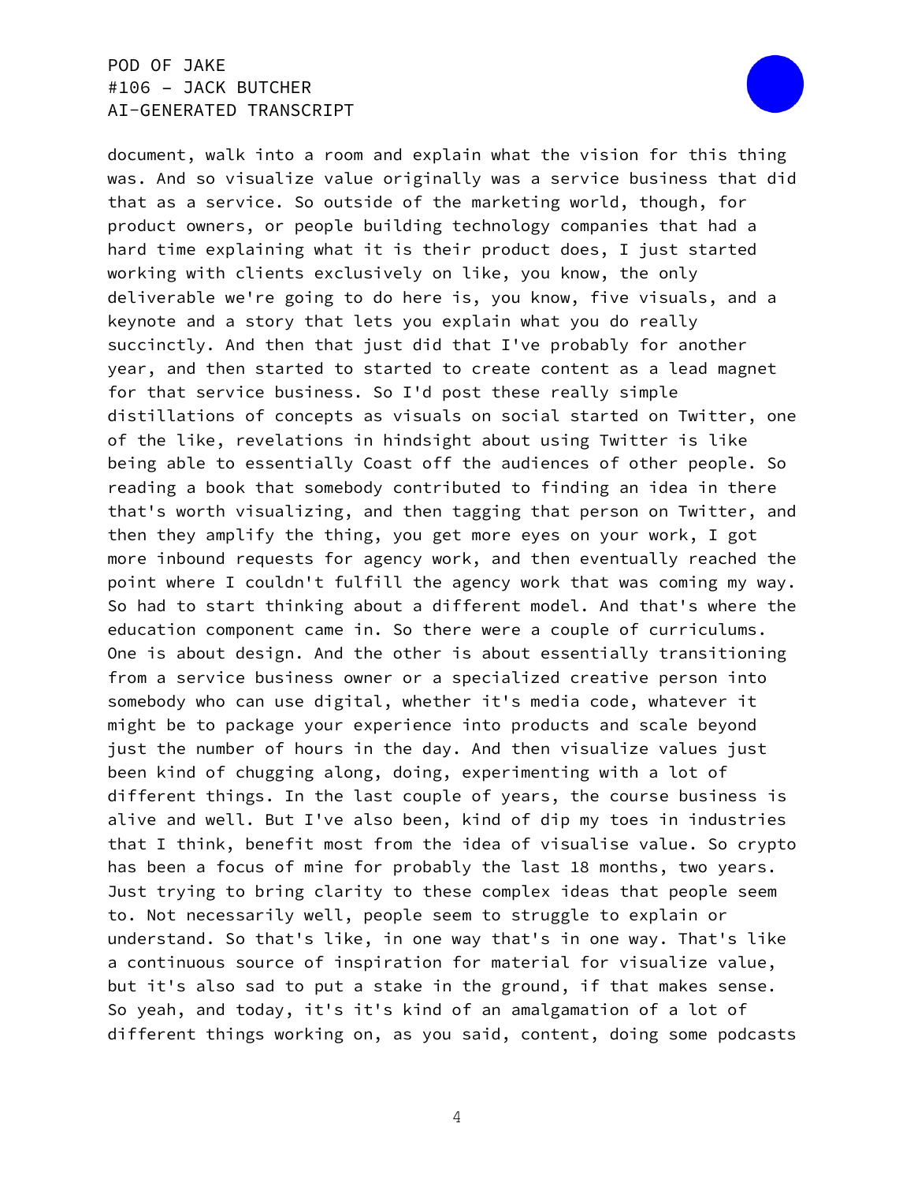document, walk into a room and explain what the vision for this thing was. And so visualize value originally was a service business that did that as a service. So outside of the marketing world, though, for product owners, or people building technology companies that had a hard time explaining what it is their product does, I just started working with clients exclusively on like, you know, the only deliverable we're going to do here is, you know, five visuals, and a keynote and a story that lets you explain what you do really succinctly. And then that just did that I've probably for another year, and then started to started to create content as a lead magnet for that service business. So I'd post these really simple distillations of concepts as visuals on social started on Twitter, one of the like, revelations in hindsight about using Twitter is like being able to essentially Coast off the audiences of other people. So reading a book that somebody contributed to finding an idea in there that's worth visualizing, and then tagging that person on Twitter, and then they amplify the thing, you get more eyes on your work, I got more inbound requests for agency work, and then eventually reached the point where I couldn't fulfill the agency work that was coming my way. So had to start thinking about a different model. And that's where the education component came in. So there were a couple of curriculums. One is about design. And the other is about essentially transitioning from a service business owner or a specialized creative person into somebody who can use digital, whether it's media code, whatever it might be to package your experience into products and scale beyond just the number of hours in the day. And then visualize values just been kind of chugging along, doing, experimenting with a lot of different things. In the last couple of years, the course business is alive and well. But I've also been, kind of dip my toes in industries that I think, benefit most from the idea of visualise value. So crypto has been a focus of mine for probably the last 18 months, two years. Just trying to bring clarity to these complex ideas that people seem to. Not necessarily well, people seem to struggle to explain or understand. So that's like, in one way that's in one way. That's like a continuous source of inspiration for material for visualize value, but it's also sad to put a stake in the ground, if that makes sense. So yeah, and today, it's it's kind of an amalgamation of a lot of different things working on, as you said, content, doing some podcasts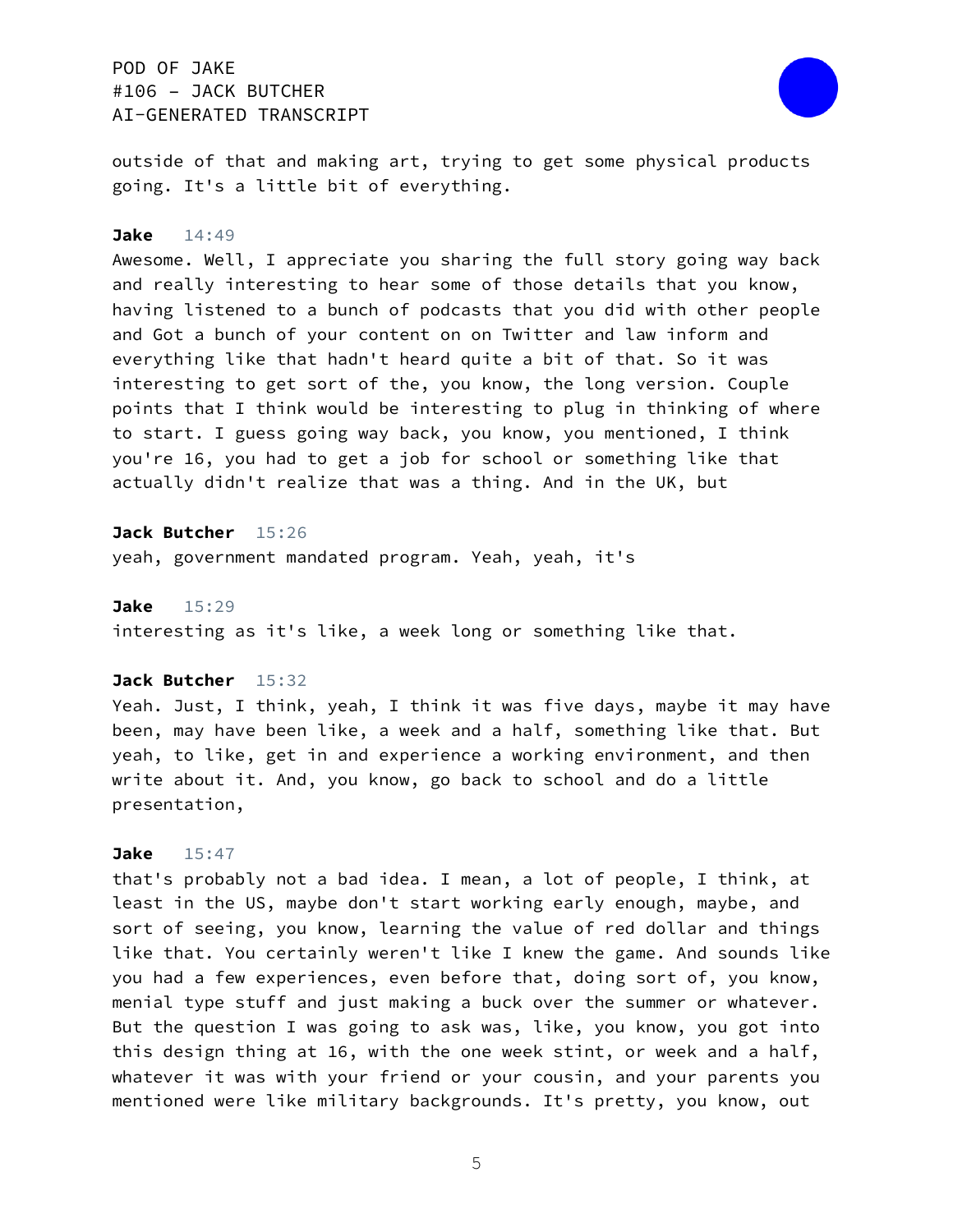outside of that and making art, trying to get some physical products going. It's a little bit of everything.

**Jake** 14:49
Awesome. Well, I appreciate you sharing the full story going way back and really interesting to hear some of those details that you know, having listened to a bunch of podcasts that you did with other people and Got a bunch of your content on on Twitter and law inform and everything like that hadn't heard quite a bit of that. So it was interesting to get sort of the, you know, the long version. Couple points that I think would be interesting to plug in thinking of where to start. I guess going way back, you know, you mentioned, I think you're 16, you had to get a job for school or something like that actually didn't realize that was a thing. And in the UK, but

**Jack Butcher** 15:26
yeah, government mandated program. Yeah, yeah, it's

**Jake** 15:29
interesting as it's like, a week long or something like that.

**Jack Butcher** 15:32
Yeah. Just, I think, yeah, I think it was five days, maybe it may have been, may have been like, a week and a half, something like that. But yeah, to like, get in and experience a working environment, and then write about it. And, you know, go back to school and do a little presentation,

**Jake** 15:47
that's probably not a bad idea. I mean, a lot of people, I think, at least in the US, maybe don't start working early enough, maybe, and sort of seeing, you know, learning the value of red dollar and things like that. You certainly weren't like I knew the game. And sounds like you had a few experiences, even before that, doing sort of, you know, menial type stuff and just making a buck over the summer or whatever. But the question I was going to ask was, like, you know, you got into this design thing at 16, with the one week stint, or week and a half, whatever it was with your friend or your cousin, and your parents you mentioned were like military backgrounds. It's pretty, you know, out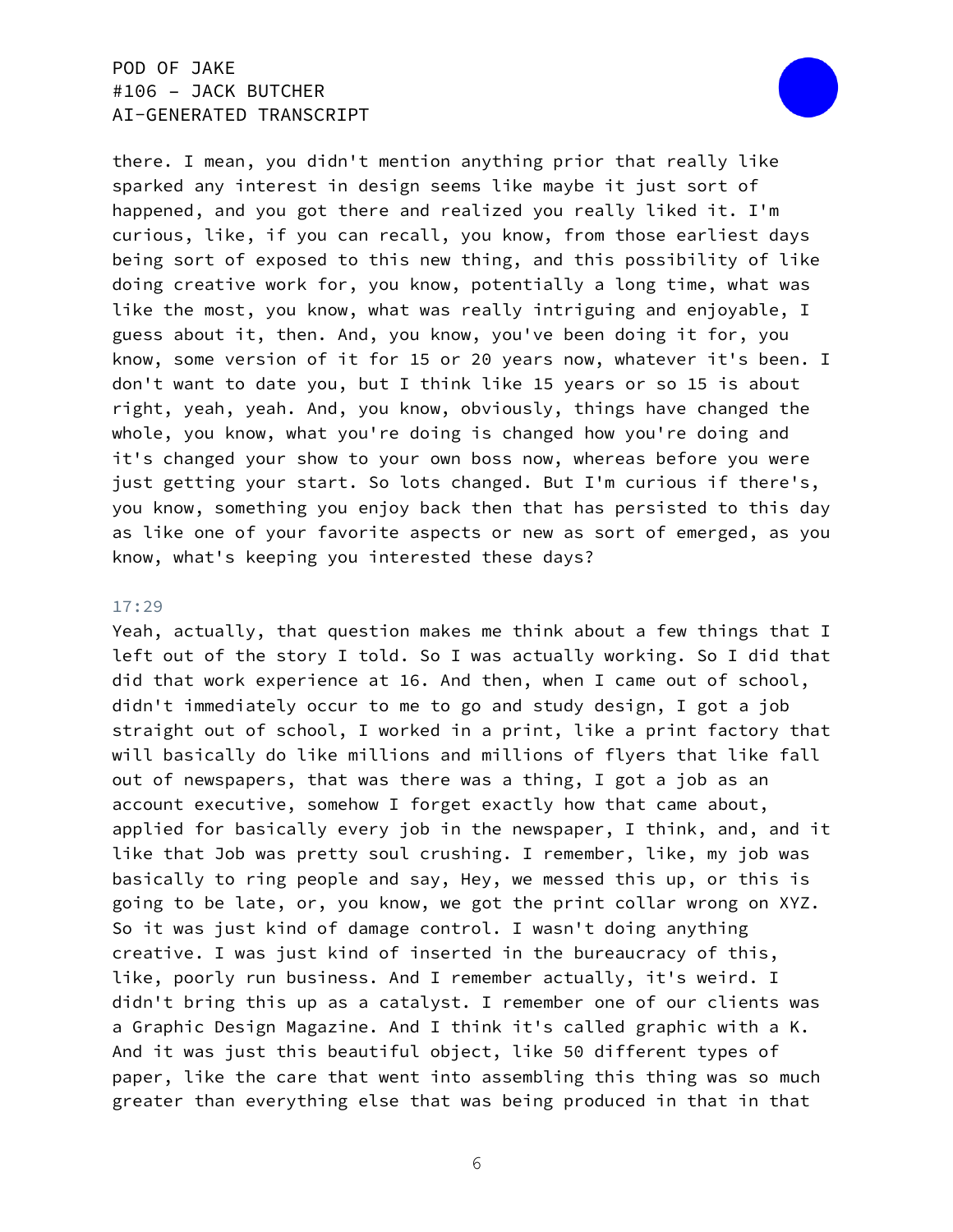there. I mean, you didn't mention anything prior that really like sparked any interest in design seems like maybe it just sort of happened, and you got there and realized you really liked it. I'm curious, like, if you can recall, you know, from those earliest days being sort of exposed to this new thing, and this possibility of like doing creative work for, you know, potentially a long time, what was like the most, you know, what was really intriguing and enjoyable, I guess about it, then. And, you know, you've been doing it for, you know, some version of it for 15 or 20 years now, whatever it's been. I don't want to date you, but I think like 15 years or so 15 is about right, yeah, yeah. And, you know, obviously, things have changed the whole, you know, what you're doing is changed how you're doing and it's changed your show to your own boss now, whereas before you were just getting your start. So lots changed. But I'm curious if there's, you know, something you enjoy back then that has persisted to this day as like one of your favorite aspects or new as sort of emerged, as you know, what's keeping you interested these days?

17:29

Yeah, actually, that question makes me think about a few things that I left out of the story I told. So I was actually working. So I did that did that work experience at 16. And then, when I came out of school, didn't immediately occur to me to go and study design, I got a job straight out of school, I worked in a print, like a print factory that will basically do like millions and millions of flyers that like fall out of newspapers, that was there was a thing, I got a job as an account executive, somehow I forget exactly how that came about, applied for basically every job in the newspaper, I think, and, and it like that Job was pretty soul crushing. I remember, like, my job was basically to ring people and say, Hey, we messed this up, or this is going to be late, or, you know, we got the print collar wrong on XYZ. So it was just kind of damage control. I wasn't doing anything creative. I was just kind of inserted in the bureaucracy of this, like, poorly run business. And I remember actually, it's weird. I didn't bring this up as a catalyst. I remember one of our clients was a Graphic Design Magazine. And I think it's called graphic with a K. And it was just this beautiful object, like 50 different types of paper, like the care that went into assembling this thing was so much greater than everything else that was being produced in that in that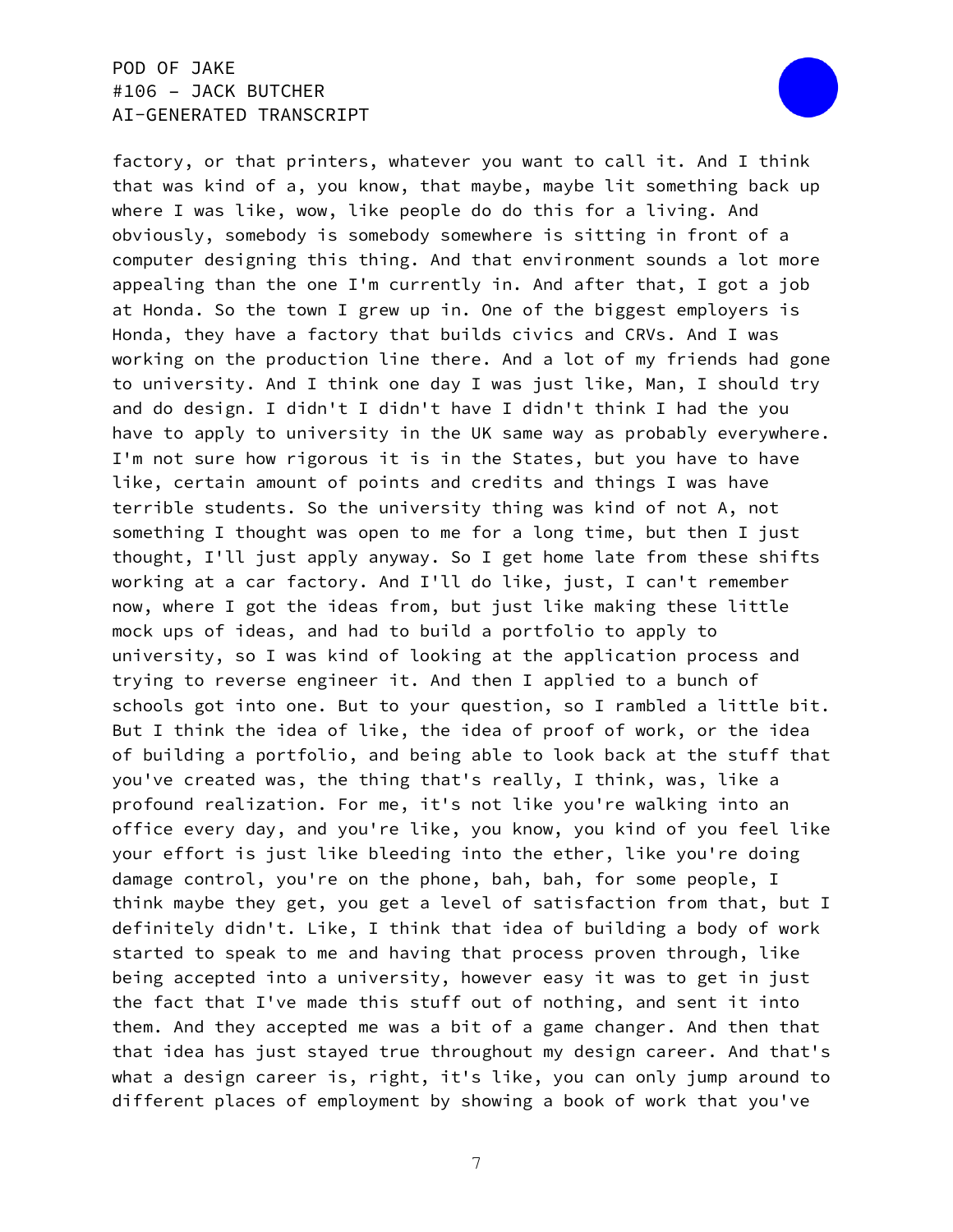factory, or that printers, whatever you want to call it. And I think that was kind of a, you know, that maybe, maybe lit something back up where I was like, wow, like people do do this for a living. And obviously, somebody is somebody somewhere is sitting in front of a computer designing this thing. And that environment sounds a lot more appealing than the one I'm currently in. And after that, I got a job at Honda. So the town I grew up in. One of the biggest employers is Honda, they have a factory that builds civics and CRVs. And I was working on the production line there. And a lot of my friends had gone to university. And I think one day I was just like, Man, I should try and do design. I didn't I didn't have I didn't think I had the you have to apply to university in the UK same way as probably everywhere. I'm not sure how rigorous it is in the States, but you have to have like, certain amount of points and credits and things I was have terrible students. So the university thing was kind of not A, not something I thought was open to me for a long time, but then I just thought, I'll just apply anyway. So I get home late from these shifts working at a car factory. And I'll do like, just, I can't remember now, where I got the ideas from, but just like making these little mock ups of ideas, and had to build a portfolio to apply to university, so I was kind of looking at the application process and trying to reverse engineer it. And then I applied to a bunch of schools got into one. But to your question, so I rambled a little bit. But I think the idea of like, the idea of proof of work, or the idea of building a portfolio, and being able to look back at the stuff that you've created was, the thing that's really, I think, was, like a profound realization. For me, it's not like you're walking into an office every day, and you're like, you know, you kind of you feel like your effort is just like bleeding into the ether, like you're doing damage control, you're on the phone, bah, bah, for some people, I think maybe they get, you get a level of satisfaction from that, but I definitely didn't. Like, I think that idea of building a body of work started to speak to me and having that process proven through, like being accepted into a university, however easy it was to get in just the fact that I've made this stuff out of nothing, and sent it into them. And they accepted me was a bit of a game changer. And then that that idea has just stayed true throughout my design career. And that's what a design career is, right, it's like, you can only jump around to different places of employment by showing a book of work that you've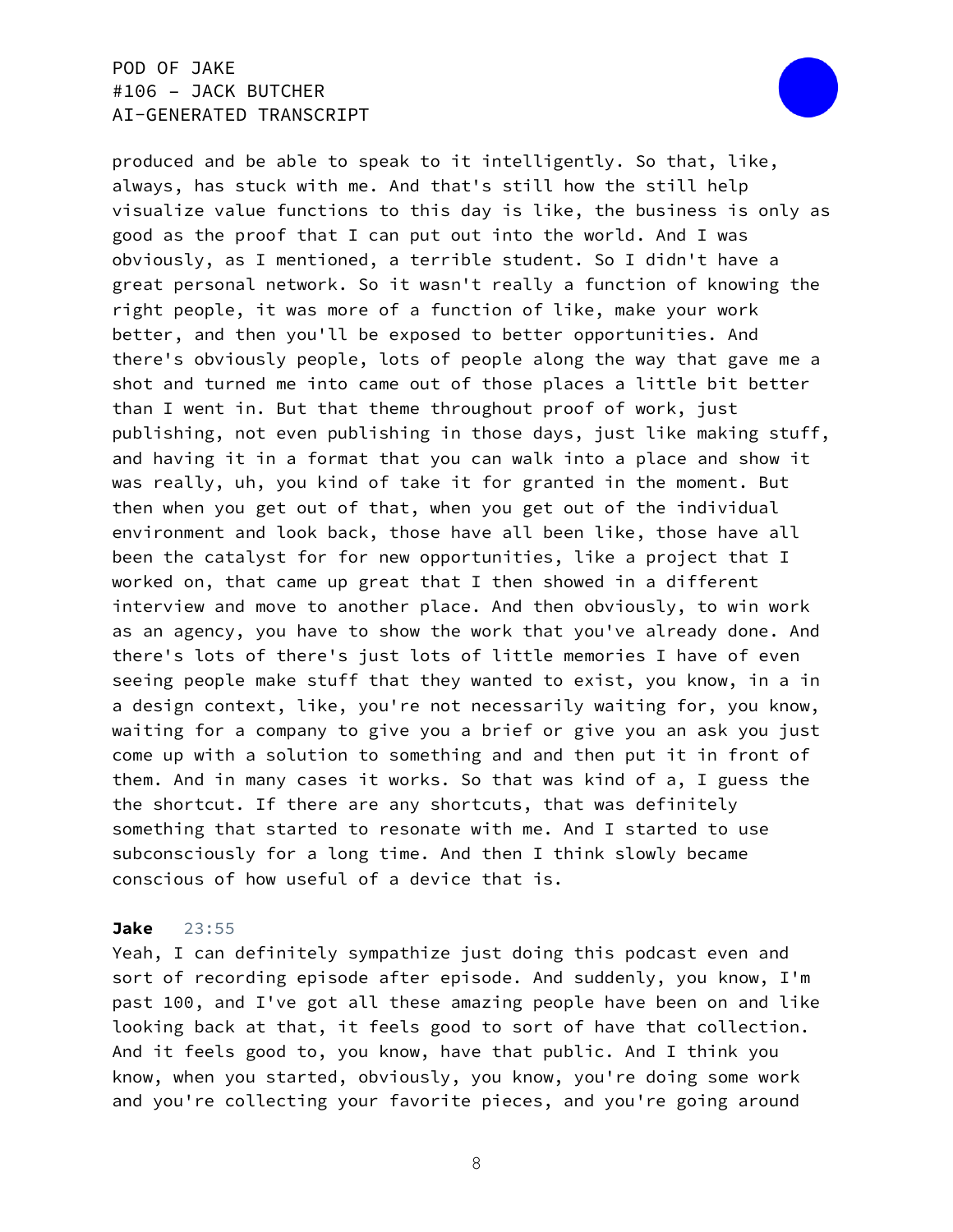produced and be able to speak to it intelligently. So that, like, always, has stuck with me. And that's still how the still help visualize value functions to this day is like, the business is only as good as the proof that I can put out into the world. And I was obviously, as I mentioned, a terrible student. So I didn't have a great personal network. So it wasn't really a function of knowing the right people, it was more of a function of like, make your work better, and then you'll be exposed to better opportunities. And there's obviously people, lots of people along the way that gave me a shot and turned me into came out of those places a little bit better than I went in. But that theme throughout proof of work, just publishing, not even publishing in those days, just like making stuff, and having it in a format that you can walk into a place and show it was really, uh, you kind of take it for granted in the moment. But then when you get out of that, when you get out of the individual environment and look back, those have all been like, those have all been the catalyst for for new opportunities, like a project that I worked on, that came up great that I then showed in a different interview and move to another place. And then obviously, to win work as an agency, you have to show the work that you've already done. And there's lots of there's just lots of little memories I have of even seeing people make stuff that they wanted to exist, you know, in a in a design context, like, you're not necessarily waiting for, you know, waiting for a company to give you a brief or give you an ask you just come up with a solution to something and and then put it in front of them. And in many cases it works. So that was kind of a, I guess the the shortcut. If there are any shortcuts, that was definitely something that started to resonate with me. And I started to use subconsciously for a long time. And then I think slowly became conscious of how useful of a device that is.

**Jake** 23:55

Yeah, I can definitely sympathize just doing this podcast even and sort of recording episode after episode. And suddenly, you know, I'm past 100, and I've got all these amazing people have been on and like looking back at that, it feels good to sort of have that collection. And it feels good to, you know, have that public. And I think you know, when you started, obviously, you know, you're doing some work and you're collecting your favorite pieces, and you're going around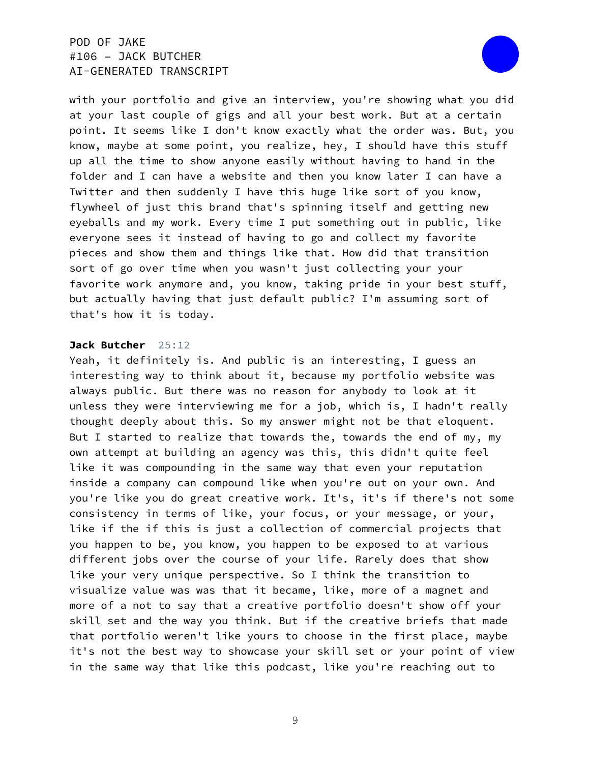with your portfolio and give an interview, you're showing what you did at your last couple of gigs and all your best work. But at a certain point. It seems like I don't know exactly what the order was. But, you know, maybe at some point, you realize, hey, I should have this stuff up all the time to show anyone easily without having to hand in the folder and I can have a website and then you know later I can have a Twitter and then suddenly I have this huge like sort of you know, flywheel of just this brand that's spinning itself and getting new eyeballs and my work. Every time I put something out in public, like everyone sees it instead of having to go and collect my favorite pieces and show them and things like that. How did that transition sort of go over time when you wasn't just collecting your your favorite work anymore and, you know, taking pride in your best stuff, but actually having that just default public? I'm assuming sort of that's how it is today.

**Jack Butcher** 25:12

Yeah, it definitely is. And public is an interesting, I guess an interesting way to think about it, because my portfolio website was always public. But there was no reason for anybody to look at it unless they were interviewing me for a job, which is, I hadn't really thought deeply about this. So my answer might not be that eloquent. But I started to realize that towards the, towards the end of my, my own attempt at building an agency was this, this didn't quite feel like it was compounding in the same way that even your reputation inside a company can compound like when you're out on your own. And you're like you do great creative work. It's, it's if there's not some consistency in terms of like, your focus, or your message, or your, like if the if this is just a collection of commercial projects that you happen to be, you know, you happen to be exposed to at various different jobs over the course of your life. Rarely does that show like your very unique perspective. So I think the transition to visualize value was was that it became, like, more of a magnet and more of a not to say that a creative portfolio doesn't show off your skill set and the way you think. But if the creative briefs that made that portfolio weren't like yours to choose in the first place, maybe it's not the best way to showcase your skill set or your point of view in the same way that like this podcast, like you're reaching out to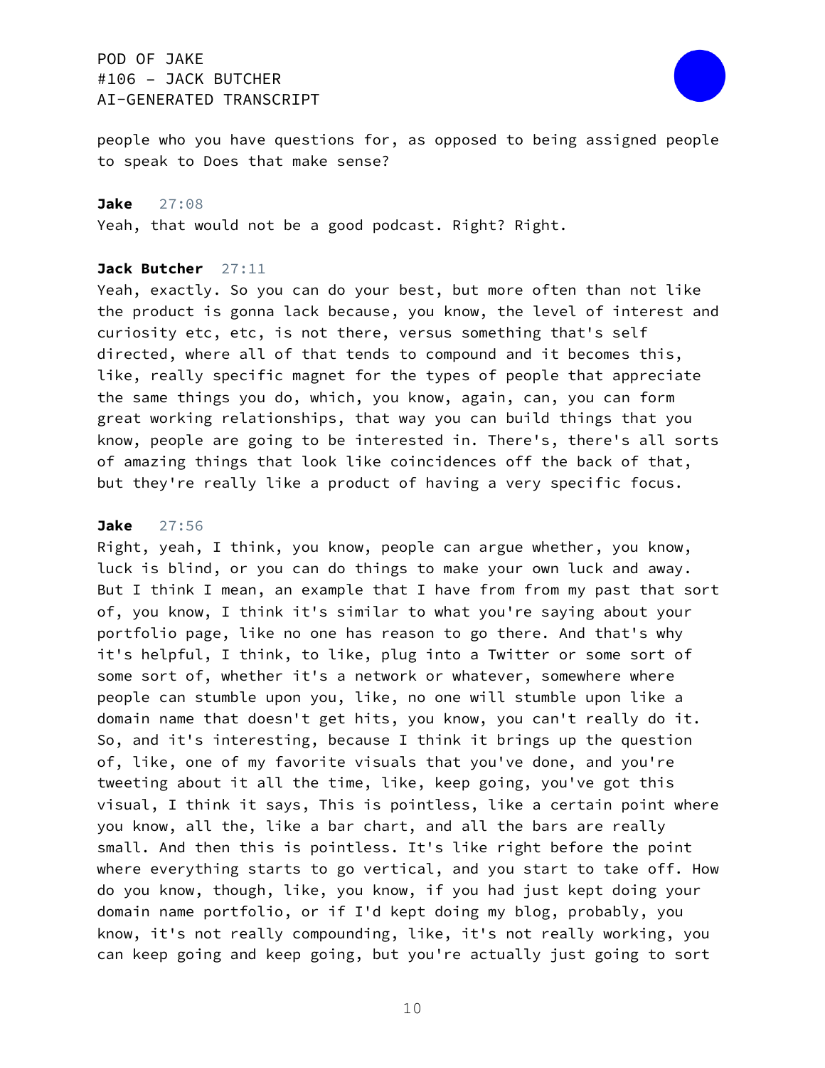people who you have questions for, as opposed to being assigned people to speak to Does that make sense?

**Jake** 27:08

Yeah, that would not be a good podcast. Right? Right.

**Jack Butcher** 27:11

Yeah, exactly. So you can do your best, but more often than not like the product is gonna lack because, you know, the level of interest and curiosity etc, etc, is not there, versus something that's self directed, where all of that tends to compound and it becomes this, like, really specific magnet for the types of people that appreciate the same things you do, which, you know, again, can, you can form great working relationships, that way you can build things that you know, people are going to be interested in. There's, there's all sorts of amazing things that look like coincidences off the back of that, but they're really like a product of having a very specific focus.

**Jake** 27:56

Right, yeah, I think, you know, people can argue whether, you know, luck is blind, or you can do things to make your own luck and away. But I think I mean, an example that I have from from my past that sort of, you know, I think it's similar to what you're saying about your portfolio page, like no one has reason to go there. And that's why it's helpful, I think, to like, plug into a Twitter or some sort of some sort of, whether it's a network or whatever, somewhere where people can stumble upon you, like, no one will stumble upon like a domain name that doesn't get hits, you know, you can't really do it. So, and it's interesting, because I think it brings up the question of, like, one of my favorite visuals that you've done, and you're tweeting about it all the time, like, keep going, you've got this visual, I think it says, This is pointless, like a certain point where you know, all the, like a bar chart, and all the bars are really small. And then this is pointless. It's like right before the point where everything starts to go vertical, and you start to take off. How do you know, though, like, you know, if you had just kept doing your domain name portfolio, or if I'd kept doing my blog, probably, you know, it's not really compounding, like, it's not really working, you can keep going and keep going, but you're actually just going to sort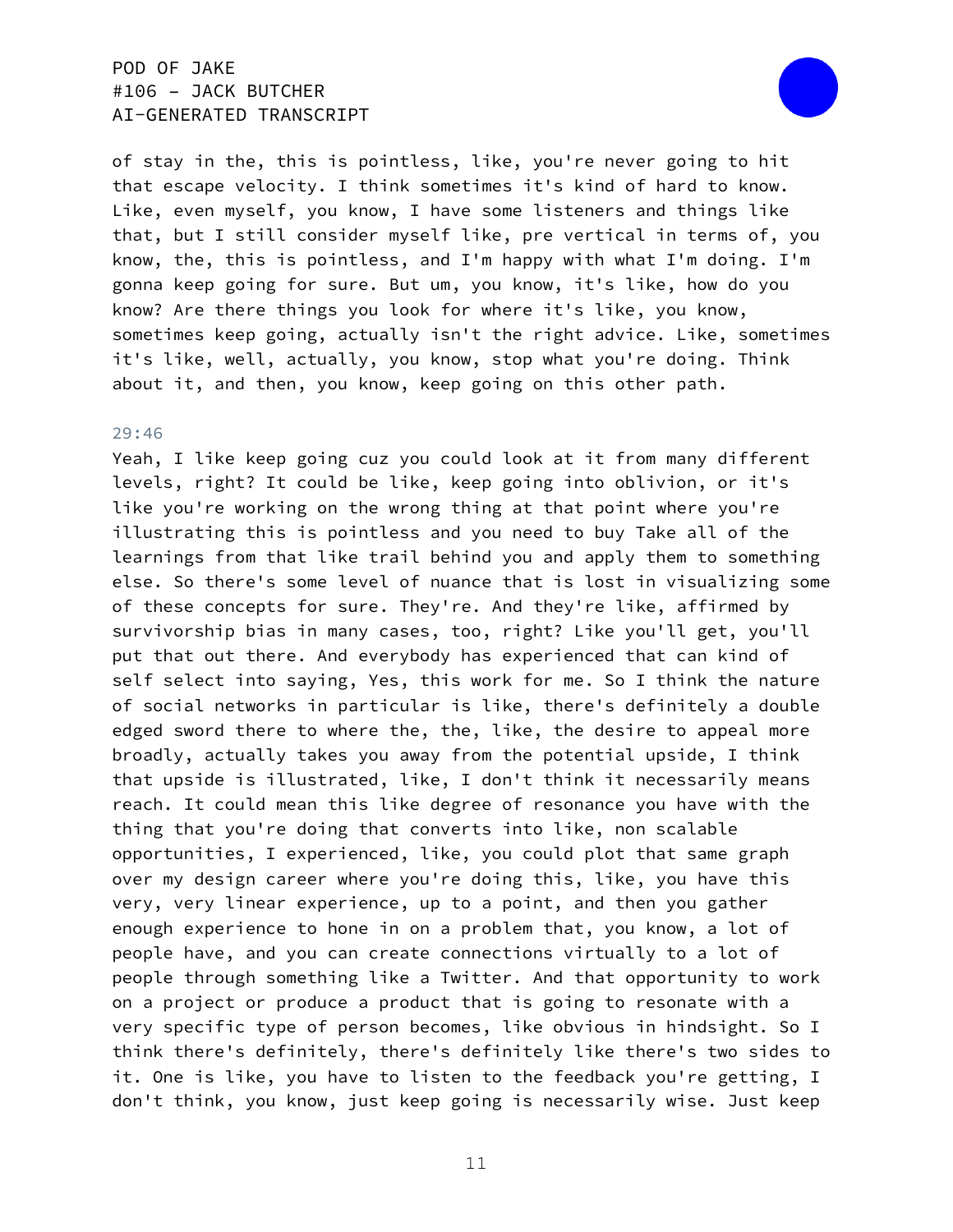of stay in the, this is pointless, like, you're never going to hit that escape velocity. I think sometimes it's kind of hard to know. Like, even myself, you know, I have some listeners and things like that, but I still consider myself like, pre vertical in terms of, you know, the, this is pointless, and I'm happy with what I'm doing. I'm gonna keep going for sure. But um, you know, it's like, how do you know? Are there things you look for where it's like, you know, sometimes keep going, actually isn't the right advice. Like, sometimes it's like, well, actually, you know, stop what you're doing. Think about it, and then, you know, keep going on this other path.

29:46

Yeah, I like keep going cuz you could look at it from many different levels, right? It could be like, keep going into oblivion, or it's like you're working on the wrong thing at that point where you're illustrating this is pointless and you need to buy Take all of the learnings from that like trail behind you and apply them to something else. So there's some level of nuance that is lost in visualizing some of these concepts for sure. They're. And they're like, affirmed by survivorship bias in many cases, too, right? Like you'll get, you'll put that out there. And everybody has experienced that can kind of self select into saying, Yes, this work for me. So I think the nature of social networks in particular is like, there's definitely a double edged sword there to where the, the, like, the desire to appeal more broadly, actually takes you away from the potential upside, I think that upside is illustrated, like, I don't think it necessarily means reach. It could mean this like degree of resonance you have with the thing that you're doing that converts into like, non scalable opportunities, I experienced, like, you could plot that same graph over my design career where you're doing this, like, you have this very, very linear experience, up to a point, and then you gather enough experience to hone in on a problem that, you know, a lot of people have, and you can create connections virtually to a lot of people through something like a Twitter. And that opportunity to work on a project or produce a product that is going to resonate with a very specific type of person becomes, like obvious in hindsight. So I think there's definitely, there's definitely like there's two sides to it. One is like, you have to listen to the feedback you're getting, I don't think, you know, just keep going is necessarily wise. Just keep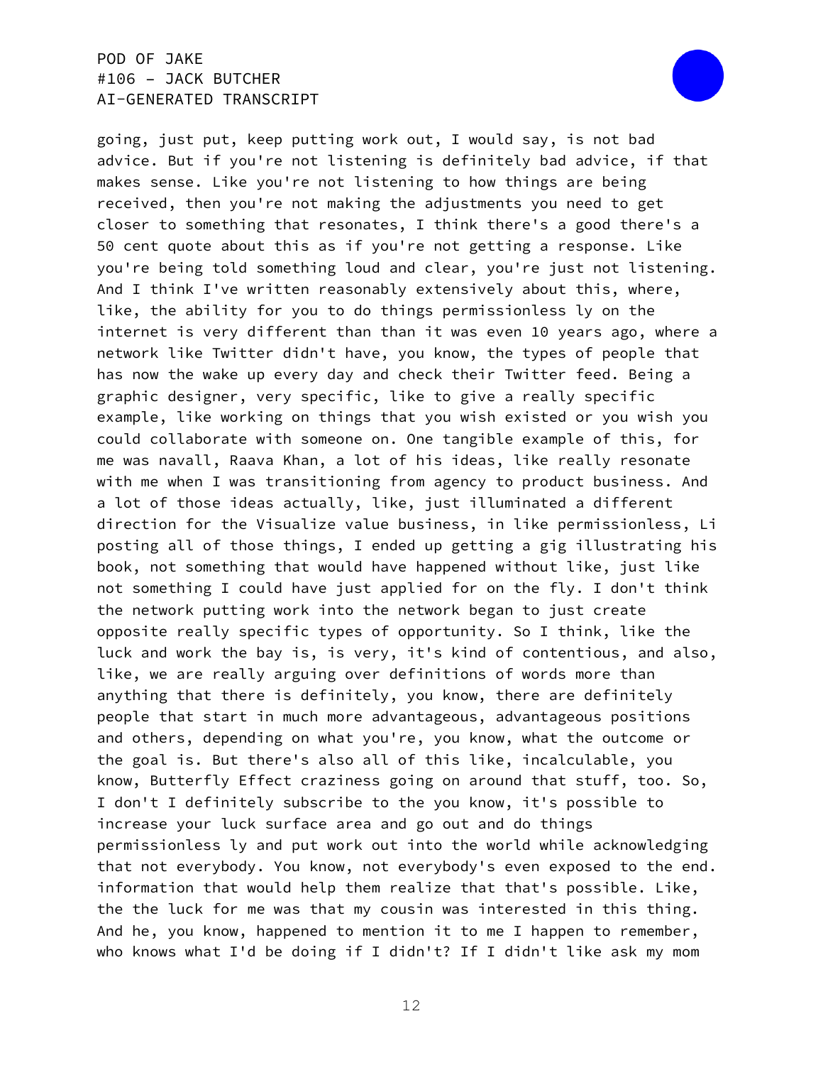going, just put, keep putting work out, I would say, is not bad advice. But if you're not listening is definitely bad advice, if that makes sense. Like you're not listening to how things are being received, then you're not making the adjustments you need to get closer to something that resonates, I think there's a good there's a 50 cent quote about this as if you're not getting a response. Like you're being told something loud and clear, you're just not listening. And I think I've written reasonably extensively about this, where, like, the ability for you to do things permissionless ly on the internet is very different than than it was even 10 years ago, where a network like Twitter didn't have, you know, the types of people that has now the wake up every day and check their Twitter feed. Being a graphic designer, very specific, like to give a really specific example, like working on things that you wish existed or you wish you could collaborate with someone on. One tangible example of this, for me was navall, Raava Khan, a lot of his ideas, like really resonate with me when I was transitioning from agency to product business. And a lot of those ideas actually, like, just illuminated a different direction for the Visualize value business, in like permissionless, Li posting all of those things, I ended up getting a gig illustrating his book, not something that would have happened without like, just like not something I could have just applied for on the fly. I don't think the network putting work into the network began to just create opposite really specific types of opportunity. So I think, like the luck and work the bay is, is very, it's kind of contentious, and also, like, we are really arguing over definitions of words more than anything that there is definitely, you know, there are definitely people that start in much more advantageous, advantageous positions and others, depending on what you're, you know, what the outcome or the goal is. But there's also all of this like, incalculable, you know, Butterfly Effect craziness going on around that stuff, too. So, I don't I definitely subscribe to the you know, it's possible to increase your luck surface area and go out and do things permissionless ly and put work out into the world while acknowledging that not everybody. You know, not everybody's even exposed to the end. information that would help them realize that that's possible. Like, the the luck for me was that my cousin was interested in this thing. And he, you know, happened to mention it to me I happen to remember, who knows what I'd be doing if I didn't? If I didn't like ask my mom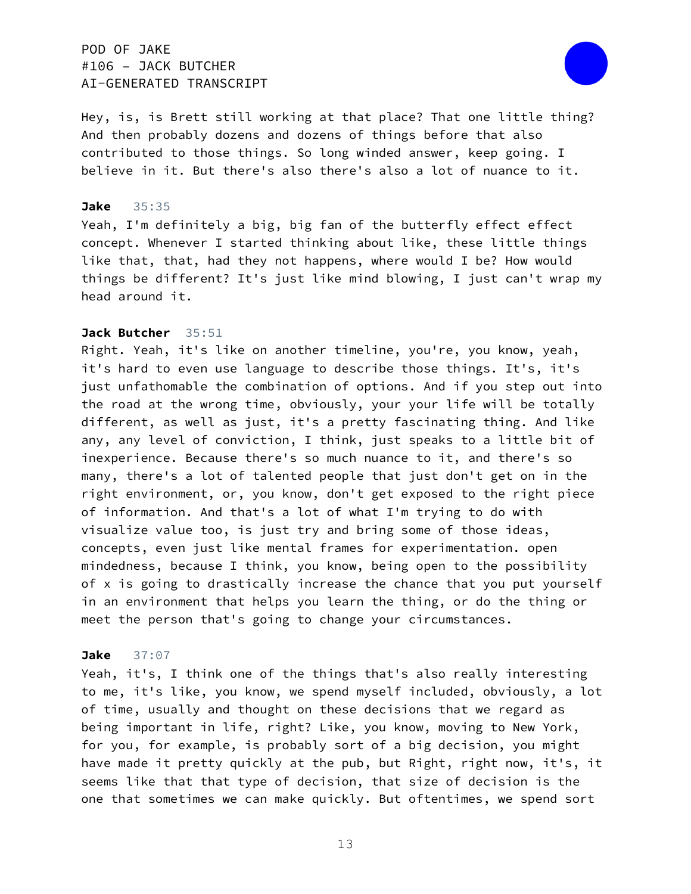Hey, is, is Brett still working at that place? That one little thing? And then probably dozens and dozens of things before that also contributed to those things. So long winded answer, keep going. I believe in it. But there's also there's also a lot of nuance to it.

**Jake** 35:35
Yeah, I'm definitely a big, big fan of the butterfly effect effect concept. Whenever I started thinking about like, these little things like that, that, had they not happens, where would I be? How would things be different? It's just like mind blowing, I just can't wrap my head around it.

**Jack Butcher** 35:51
Right. Yeah, it's like on another timeline, you're, you know, yeah, it's hard to even use language to describe those things. It's, it's just unfathomable the combination of options. And if you step out into the road at the wrong time, obviously, your your life will be totally different, as well as just, it's a pretty fascinating thing. And like any, any level of conviction, I think, just speaks to a little bit of inexperience. Because there's so much nuance to it, and there's so many, there's a lot of talented people that just don't get on in the right environment, or, you know, don't get exposed to the right piece of information. And that's a lot of what I'm trying to do with visualize value too, is just try and bring some of those ideas, concepts, even just like mental frames for experimentation. open mindedness, because I think, you know, being open to the possibility of x is going to drastically increase the chance that you put yourself in an environment that helps you learn the thing, or do the thing or meet the person that's going to change your circumstances.

**Jake** 37:07
Yeah, it's, I think one of the things that's also really interesting to me, it's like, you know, we spend myself included, obviously, a lot of time, usually and thought on these decisions that we regard as being important in life, right? Like, you know, moving to New York, for you, for example, is probably sort of a big decision, you might have made it pretty quickly at the pub, but Right, right now, it's, it seems like that that type of decision, that size of decision is the one that sometimes we can make quickly. But oftentimes, we spend sort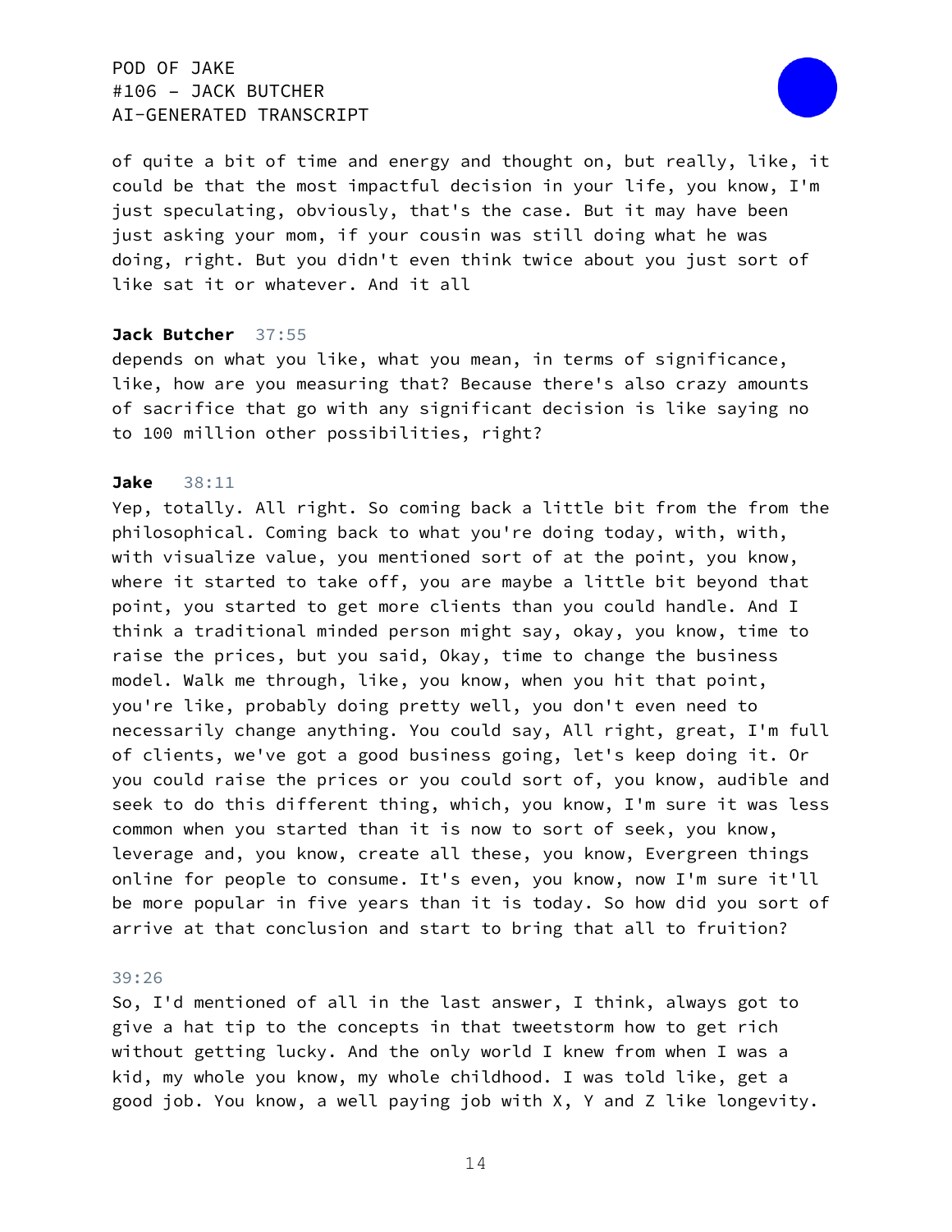of quite a bit of time and energy and thought on, but really, like, it could be that the most impactful decision in your life, you know, I'm just speculating, obviously, that's the case. But it may have been just asking your mom, if your cousin was still doing what he was doing, right. But you didn't even think twice about you just sort of like sat it or whatever. And it all

**Jack Butcher** 37:55

depends on what you like, what you mean, in terms of significance, like, how are you measuring that? Because there's also crazy amounts of sacrifice that go with any significant decision is like saying no to 100 million other possibilities, right?

**Jake** 38:11

Yep, totally. All right. So coming back a little bit from the from the philosophical. Coming back to what you're doing today, with, with, with visualize value, you mentioned sort of at the point, you know, where it started to take off, you are maybe a little bit beyond that point, you started to get more clients than you could handle. And I think a traditional minded person might say, okay, you know, time to raise the prices, but you said, Okay, time to change the business model. Walk me through, like, you know, when you hit that point, you're like, probably doing pretty well, you don't even need to necessarily change anything. You could say, All right, great, I'm full of clients, we've got a good business going, let's keep doing it. Or you could raise the prices or you could sort of, you know, audible and seek to do this different thing, which, you know, I'm sure it was less common when you started than it is now to sort of seek, you know, leverage and, you know, create all these, you know, Evergreen things online for people to consume. It's even, you know, now I'm sure it'll be more popular in five years than it is today. So how did you sort of arrive at that conclusion and start to bring that all to fruition?

39:26

So, I'd mentioned of all in the last answer, I think, always got to give a hat tip to the concepts in that tweetstorm how to get rich without getting lucky. And the only world I knew from when I was a kid, my whole you know, my whole childhood. I was told like, get a good job. You know, a well paying job with X, Y and Z like longevity.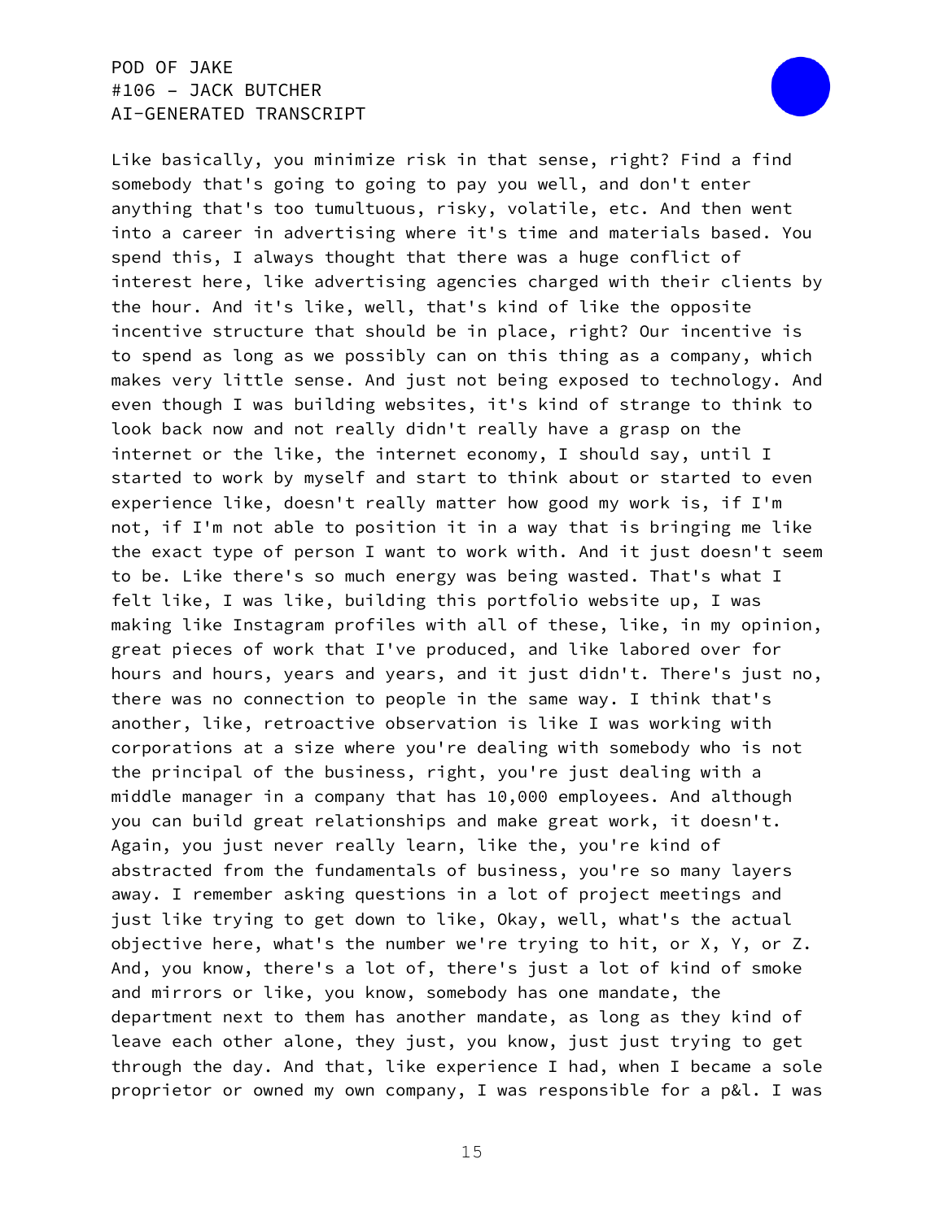Like basically, you minimize risk in that sense, right? Find a find somebody that's going to going to pay you well, and don't enter anything that's too tumultuous, risky, volatile, etc. And then went into a career in advertising where it's time and materials based. You spend this, I always thought that there was a huge conflict of interest here, like advertising agencies charged with their clients by the hour. And it's like, well, that's kind of like the opposite incentive structure that should be in place, right? Our incentive is to spend as long as we possibly can on this thing as a company, which makes very little sense. And just not being exposed to technology. And even though I was building websites, it's kind of strange to think to look back now and not really didn't really have a grasp on the internet or the like, the internet economy, I should say, until I started to work by myself and start to think about or started to even experience like, doesn't really matter how good my work is, if I'm not, if I'm not able to position it in a way that is bringing me like the exact type of person I want to work with. And it just doesn't seem to be. Like there's so much energy was being wasted. That's what I felt like, I was like, building this portfolio website up, I was making like Instagram profiles with all of these, like, in my opinion, great pieces of work that I've produced, and like labored over for hours and hours, years and years, and it just didn't. There's just no, there was no connection to people in the same way. I think that's another, like, retroactive observation is like I was working with corporations at a size where you're dealing with somebody who is not the principal of the business, right, you're just dealing with a middle manager in a company that has 10,000 employees. And although you can build great relationships and make great work, it doesn't. Again, you just never really learn, like the, you're kind of abstracted from the fundamentals of business, you're so many layers away. I remember asking questions in a lot of project meetings and just like trying to get down to like, Okay, well, what's the actual objective here, what's the number we're trying to hit, or X, Y, or Z. And, you know, there's a lot of, there's just a lot of kind of smoke and mirrors or like, you know, somebody has one mandate, the department next to them has another mandate, as long as they kind of leave each other alone, they just, you know, just just trying to get through the day. And that, like experience I had, when I became a sole proprietor or owned my own company, I was responsible for a p&l. I was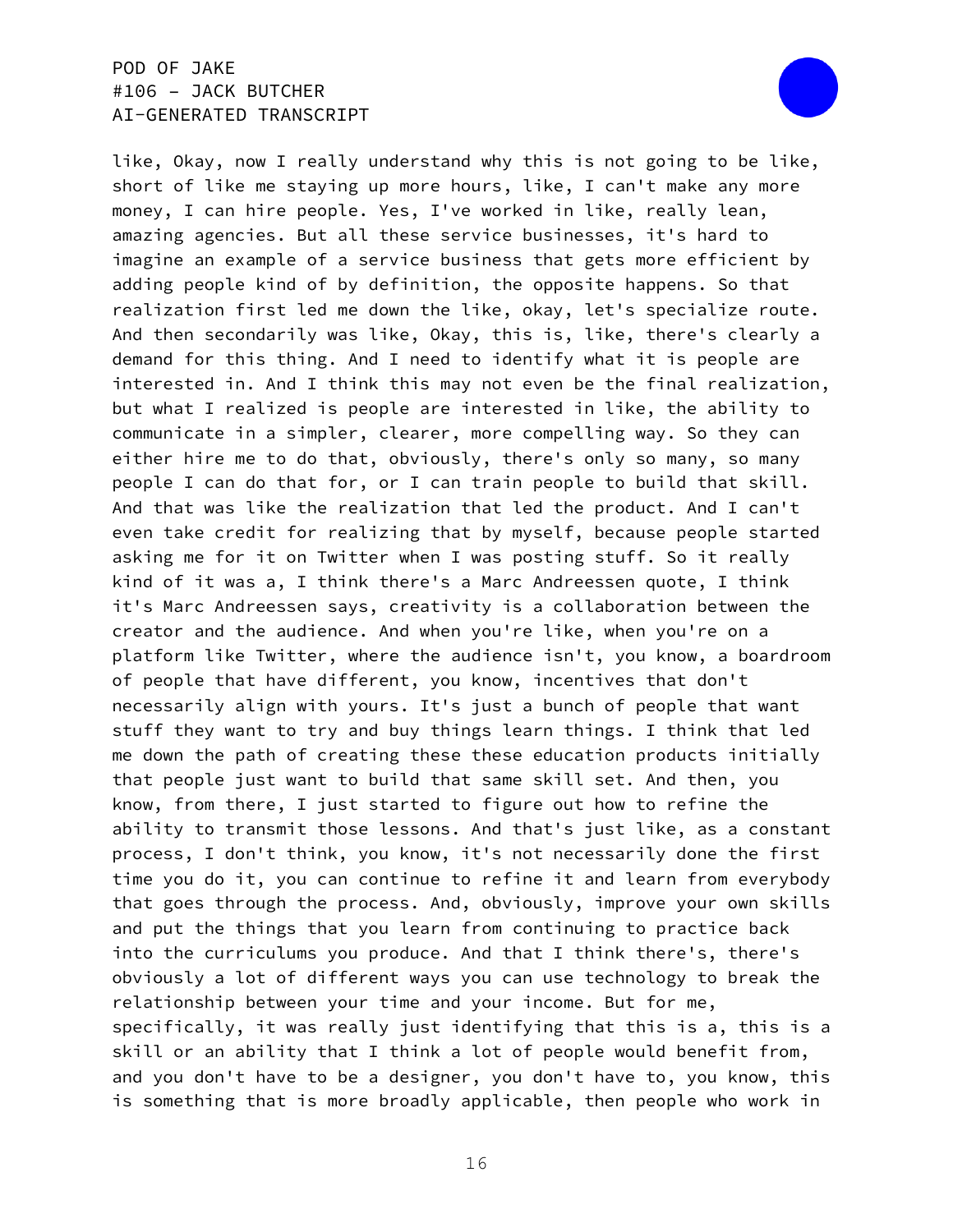like, Okay, now I really understand why this is not going to be like, short of like me staying up more hours, like, I can't make any more money, I can hire people. Yes, I've worked in like, really lean, amazing agencies. But all these service businesses, it's hard to imagine an example of a service business that gets more efficient by adding people kind of by definition, the opposite happens. So that realization first led me down the like, okay, let's specialize route. And then secondarily was like, Okay, this is, like, there's clearly a demand for this thing. And I need to identify what it is people are interested in. And I think this may not even be the final realization, but what I realized is people are interested in like, the ability to communicate in a simpler, clearer, more compelling way. So they can either hire me to do that, obviously, there's only so many, so many people I can do that for, or I can train people to build that skill. And that was like the realization that led the product. And I can't even take credit for realizing that by myself, because people started asking me for it on Twitter when I was posting stuff. So it really kind of it was a, I think there's a Marc Andreessen quote, I think it's Marc Andreessen says, creativity is a collaboration between the creator and the audience. And when you're like, when you're on a platform like Twitter, where the audience isn't, you know, a boardroom of people that have different, you know, incentives that don't necessarily align with yours. It's just a bunch of people that want stuff they want to try and buy things learn things. I think that led me down the path of creating these these education products initially that people just want to build that same skill set. And then, you know, from there, I just started to figure out how to refine the ability to transmit those lessons. And that's just like, as a constant process, I don't think, you know, it's not necessarily done the first time you do it, you can continue to refine it and learn from everybody that goes through the process. And, obviously, improve your own skills and put the things that you learn from continuing to practice back into the curriculums you produce. And that I think there's, there's obviously a lot of different ways you can use technology to break the relationship between your time and your income. But for me, specifically, it was really just identifying that this is a, this is a skill or an ability that I think a lot of people would benefit from, and you don't have to be a designer, you don't have to, you know, this is something that is more broadly applicable, then people who work in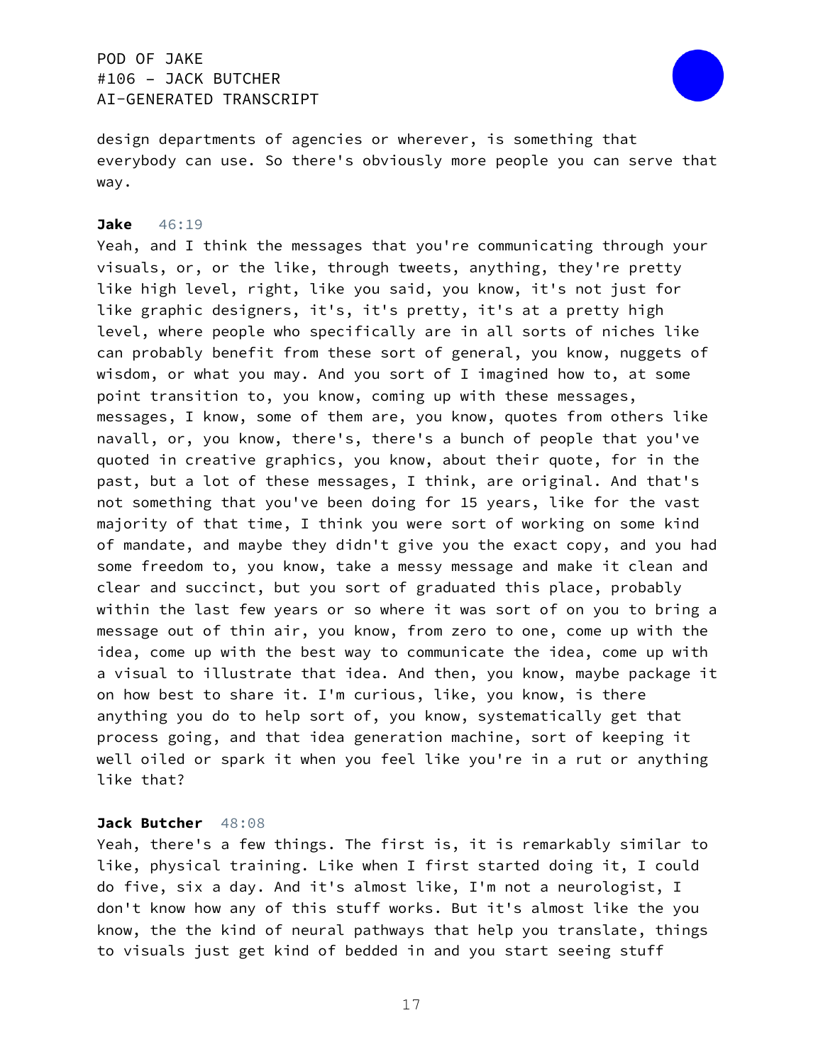design departments of agencies or wherever, is something that everybody can use. So there's obviously more people you can serve that way.

**Jake** 46:19
Yeah, and I think the messages that you're communicating through your visuals, or, or the like, through tweets, anything, they're pretty like high level, right, like you said, you know, it's not just for like graphic designers, it's, it's pretty, it's at a pretty high level, where people who specifically are in all sorts of niches like can probably benefit from these sort of general, you know, nuggets of wisdom, or what you may. And you sort of I imagined how to, at some point transition to, you know, coming up with these messages, messages, I know, some of them are, you know, quotes from others like navall, or, you know, there's, there's a bunch of people that you've quoted in creative graphics, you know, about their quote, for in the past, but a lot of these messages, I think, are original. And that's not something that you've been doing for 15 years, like for the vast majority of that time, I think you were sort of working on some kind of mandate, and maybe they didn't give you the exact copy, and you had some freedom to, you know, take a messy message and make it clean and clear and succinct, but you sort of graduated this place, probably within the last few years or so where it was sort of on you to bring a message out of thin air, you know, from zero to one, come up with the idea, come up with the best way to communicate the idea, come up with a visual to illustrate that idea. And then, you know, maybe package it on how best to share it. I'm curious, like, you know, is there anything you do to help sort of, you know, systematically get that process going, and that idea generation machine, sort of keeping it well oiled or spark it when you feel like you're in a rut or anything like that?

**Jack Butcher** 48:08
Yeah, there's a few things. The first is, it is remarkably similar to like, physical training. Like when I first started doing it, I could do five, six a day. And it's almost like, I'm not a neurologist, I don't know how any of this stuff works. But it's almost like the you know, the the kind of neural pathways that help you translate, things to visuals just get kind of bedded in and you start seeing stuff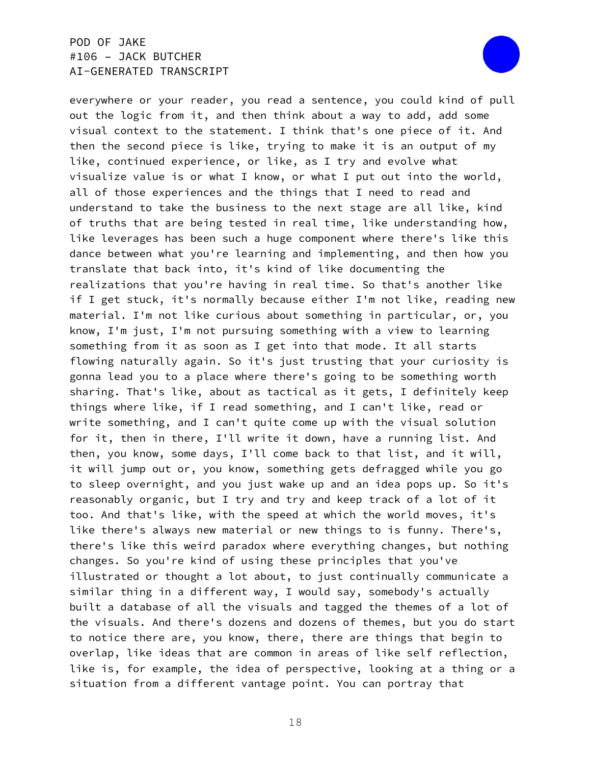everywhere or your reader, you read a sentence, you could kind of pull out the logic from it, and then think about a way to add, add some visual context to the statement. I think that's one piece of it. And then the second piece is like, trying to make it is an output of my like, continued experience, or like, as I try and evolve what visualize value is or what I know, or what I put out into the world, all of those experiences and the things that I need to read and understand to take the business to the next stage are all like, kind of truths that are being tested in real time, like understanding how, like leverages has been such a huge component where there's like this dance between what you're learning and implementing, and then how you translate that back into, it's kind of like documenting the realizations that you're having in real time. So that's another like if I get stuck, it's normally because either I'm not like, reading new material. I'm not like curious about something in particular, or, you know, I'm just, I'm not pursuing something with a view to learning something from it as soon as I get into that mode. It all starts flowing naturally again. So it's just trusting that your curiosity is gonna lead you to a place where there's going to be something worth sharing. That's like, about as tactical as it gets, I definitely keep things where like, if I read something, and I can't like, read or write something, and I can't quite come up with the visual solution for it, then in there, I'll write it down, have a running list. And then, you know, some days, I'll come back to that list, and it will, it will jump out or, you know, something gets defragged while you go to sleep overnight, and you just wake up and an idea pops up. So it's reasonably organic, but I try and try and keep track of a lot of it too. And that's like, with the speed at which the world moves, it's like there's always new material or new things to is funny. There's, there's like this weird paradox where everything changes, but nothing changes. So you're kind of using these principles that you've illustrated or thought a lot about, to just continually communicate a similar thing in a different way, I would say, somebody's actually built a database of all the visuals and tagged the themes of a lot of the visuals. And there's dozens and dozens of themes, but you do start to notice there are, you know, there, there are things that begin to overlap, like ideas that are common in areas of like self reflection, like is, for example, the idea of perspective, looking at a thing or a situation from a different vantage point. You can portray that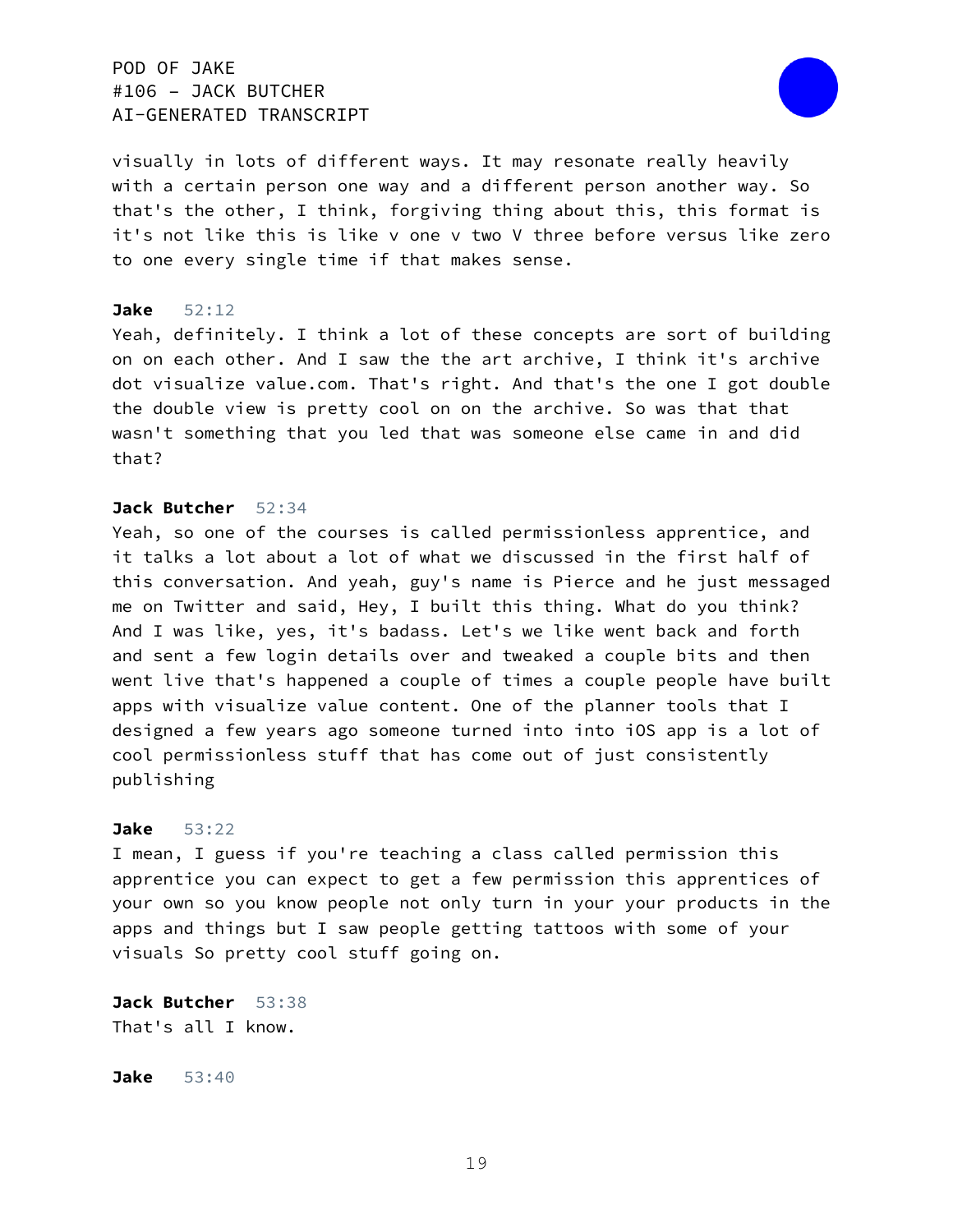visually in lots of different ways. It may resonate really heavily with a certain person one way and a different person another way. So that's the other, I think, forgiving thing about this, this format is it's not like this is like v one v two V three before versus like zero to one every single time if that makes sense.

**Jake** 52:12
Yeah, definitely. I think a lot of these concepts are sort of building on on each other. And I saw the the art archive, I think it's archive dot visualize value.com. That's right. And that's the one I got double the double view is pretty cool on on the archive. So was that that wasn't something that you led that was someone else came in and did that?

**Jack Butcher** 52:34
Yeah, so one of the courses is called permissionless apprentice, and it talks a lot about a lot of what we discussed in the first half of this conversation. And yeah, guy's name is Pierce and he just messaged me on Twitter and said, Hey, I built this thing. What do you think? And I was like, yes, it's badass. Let's we like went back and forth and sent a few login details over and tweaked a couple bits and then went live that's happened a couple of times a couple people have built apps with visualize value content. One of the planner tools that I designed a few years ago someone turned into into iOS app is a lot of cool permissionless stuff that has come out of just consistently publishing

**Jake** 53:22
I mean, I guess if you're teaching a class called permission this apprentice you can expect to get a few permission this apprentices of your own so you know people not only turn in your your products in the apps and things but I saw people getting tattoos with some of your visuals So pretty cool stuff going on.

**Jack Butcher** 53:38
That's all I know.

**Jake** 53:40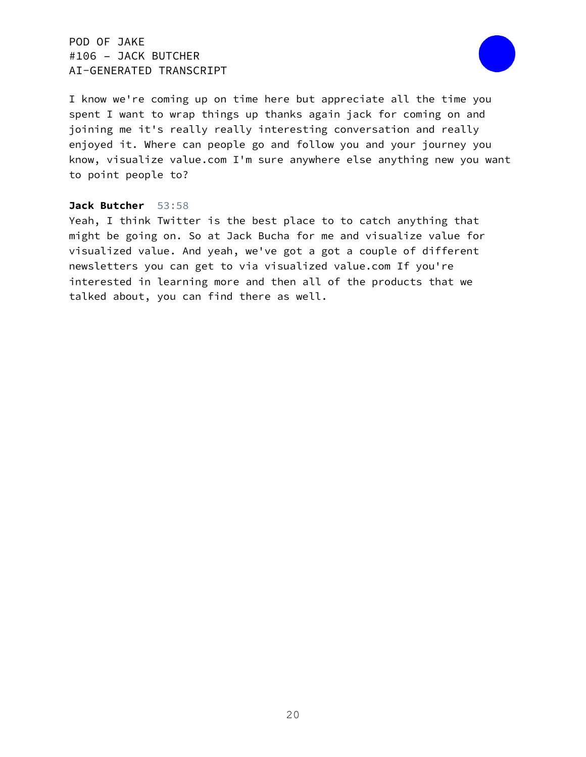I know we're coming up on time here but appreciate all the time you spent I want to wrap things up thanks again jack for coming on and joining me it's really really interesting conversation and really enjoyed it. Where can people go and follow you and your journey you know, visualize value.com I'm sure anywhere else anything new you want to point people to?

**Jack Butcher** 53:58

Yeah, I think Twitter is the best place to to catch anything that might be going on. So at Jack Bucha for me and visualize value for visualized value. And yeah, we've got a got a couple of different newsletters you can get to via visualized value.com If you're interested in learning more and then all of the products that we talked about, you can find there as well.